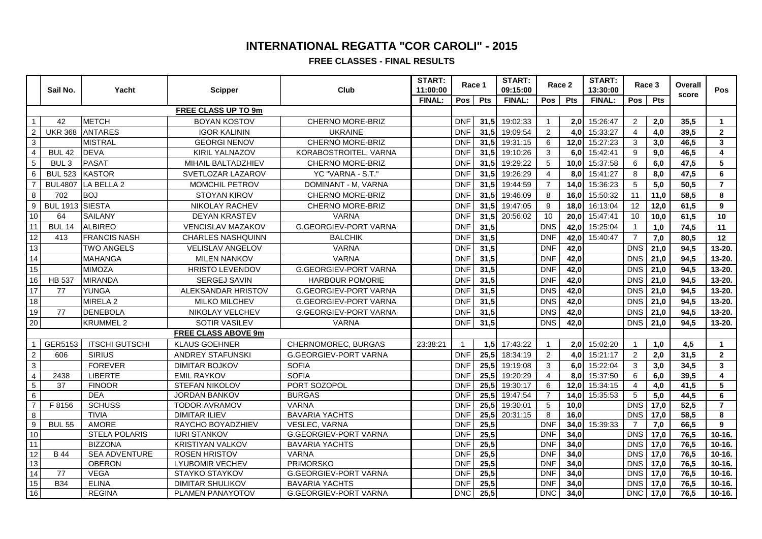# INTERNATIONAL REGATTA "COR CAROLI" - 2015

## FREE CLASSES - FINAL RESULTS

| | Sail No. | Yacht | Scipper | Club | START: 11:00:00 | Race 1 | | START: 09:15:00 | Race 2 | | START: 13:30:00 | Race 3 | | Overall score | Pos |
|---|---|---|---|---|---|---|---|---|---|---|---|---|---|---|---|
| | | | | | FINAL: | Pos | Pts | FINAL: | Pos | Pts | FINAL: | Pos | Pts | | |
| | | | **FREE CLASS UP TO 9m** | | | | | | | | | | | | |
| 1 | 42 | METCH | BOYAN KOSTOV | CHERNO MORE-BRIZ | | DNF | 31,5 | 19:02:33 | 1 | 2,0 | 15:26:47 | 2 | 2,0 | 35,5 | 1 |
| 2 | UKR 368 | ANTARES | IGOR KALININ | UKRAINE | | DNF | 31,5 | 19:09:54 | 2 | 4,0 | 15:33:27 | 4 | 4,0 | 39,5 | 2 |
| 3 | | MISTRAL | GEORGI NENOV | CHERNO MORE-BRIZ | | DNF | 31,5 | 19:31:15 | 6 | 12,0 | 15:27:23 | 3 | 3,0 | 46,5 | 3 |
| 4 | BUL 42 | DEVA | KIRIL YALNAZOV | KORABOSTROITEL, VARNA | | DNF | 31,5 | 19:10:26 | 3 | 6,0 | 15:42:41 | 9 | 9,0 | 46,5 | 4 |
| 5 | BUL 3 | PASAT | MIHAIL BALTADZHIEV | CHERNO MORE-BRIZ | | DNF | 31,5 | 19:29:22 | 5 | 10,0 | 15:37:58 | 6 | 6,0 | 47,5 | 5 |
| 6 | BUL 523 | KASTOR | SVETLOZAR LAZAROV | YC "VARNA - S.T." | | DNF | 31,5 | 19:26:29 | 4 | 8,0 | 15:41:27 | 8 | 8,0 | 47,5 | 6 |
| 7 | BUL4807 | LA BELLA 2 | MOMCHIL PETROV | DOMINANT - M, VARNA | | DNF | 31,5 | 19:44:59 | 7 | 14,0 | 15:36:23 | 5 | 5,0 | 50,5 | 7 |
| 8 | 702 | BOJ | STOYAN KIROV | CHERNO MORE-BRIZ | | DNF | 31,5 | 19:46:09 | 8 | 16,0 | 15:50:32 | 11 | 11,0 | 58,5 | 8 |
| 9 | BUL 1913 | SIESTA | NIKOLAY RACHEV | CHERNO MORE-BRIZ | | DNF | 31,5 | 19:47:05 | 9 | 18,0 | 16:13:04 | 12 | 12,0 | 61,5 | 9 |
| 10 | 64 | SAILANY | DEYAN KRASTEV | VARNA | | DNF | 31,5 | 20:56:02 | 10 | 20,0 | 15:47:41 | 10 | 10,0 | 61,5 | 10 |
| 11 | BUL 14 | ALBIREO | VENCISLAV MAZAKOV | G.GEORGIEV-PORT VARNA | | DNF | 31,5 | | DNS | 42,0 | 15:25:04 | 1 | 1,0 | 74,5 | 11 |
| 12 | 413 | FRANCIS NASH | CHARLES NASHQUINN | BALCHIK | | DNF | 31,5 | | DNF | 42,0 | 15:40:47 | 7 | 7,0 | 80,5 | 12 |
| 13 | | TWO ANGELS | VELISLAV ANGELOV | VARNA | | DNF | 31,5 | | DNF | 42,0 | | DNS | 21,0 | 94,5 | 13-20. |
| 14 | | MAHANGA | MILEN NANKOV | VARNA | | DNF | 31,5 | | DNF | 42,0 | | DNS | 21,0 | 94,5 | 13-20. |
| 15 | | MIMOZA | HRISTO LEVENDOV | G.GEORGIEV-PORT VARNA | | DNF | 31,5 | | DNF | 42,0 | | DNS | 21,0 | 94,5 | 13-20. |
| 16 | HB 537 | MIRANDA | SERGEJ SAVIN | HARBOUR POMORIE | | DNF | 31,5 | | DNF | 42,0 | | DNS | 21,0 | 94,5 | 13-20. |
| 17 | 77 | YUNGA | ALEKSANDAR HRISTOV | G.GEORGIEV-PORT VARNA | | DNF | 31,5 | | DNS | 42,0 | | DNS | 21,0 | 94,5 | 13-20. |
| 18 | | MIRELA 2 | MILKO MILCHEV | G.GEORGIEV-PORT VARNA | | DNF | 31,5 | | DNS | 42,0 | | DNS | 21,0 | 94,5 | 13-20. |
| 19 | 77 | DENEBOLA | NIKOLAY VELCHEV | G.GEORGIEV-PORT VARNA | | DNF | 31,5 | | DNS | 42,0 | | DNS | 21,0 | 94,5 | 13-20. |
| 20 | | KRUMMEL 2 | SOTIR VASILEV | VARNA | | DNF | 31,5 | | DNS | 42,0 | | DNS | 21,0 | 94,5 | 13-20. |
| | | | **FREE CLASS ABOVE 9m** | | | | | | | | | | | | |
| 1 | GER5153 | ITSCHI GUTSCHI | KLAUS GOEHNER | CHERNOMOREC, BURGAS | 23:38:21 | 1 | 1,5 | 17:43:22 | 1 | 2,0 | 15:02:20 | 1 | 1,0 | 4,5 | 1 |
| 2 | 606 | SIRIUS | ANDREY STAFUNSKI | G.GEORGIEV-PORT VARNA | | DNF | 25,5 | 18:34:19 | 2 | 4,0 | 15:21:17 | 2 | 2,0 | 31,5 | 2 |
| 3 | | FOREVER | DIMITAR BOJKOV | SOFIA | | DNF | 25,5 | 19:19:08 | 3 | 6,0 | 15:22:04 | 3 | 3,0 | 34,5 | 3 |
| 4 | 2438 | LIBERTE | EMIL RAYKOV | SOFIA | | DNF | 25,5 | 19:20:29 | 4 | 8,0 | 15:37:50 | 6 | 6,0 | 39,5 | 4 |
| 5 | 37 | FINOOR | STEFAN NIKOLOV | PORT SOZOPOL | | DNF | 25,5 | 19:30:17 | 6 | 12,0 | 15:34:15 | 4 | 4,0 | 41,5 | 5 |
| 6 | | DEA | JORDAN BANKOV | BURGAS | | DNF | 25,5 | 19:47:54 | 7 | 14,0 | 15:35:53 | 5 | 5,0 | 44,5 | 6 |
| 7 | F 8156 | SCHUSS | TODOR AVRAMOV | VARNA | | DNF | 25,5 | 19:30:01 | 5 | 10,0 | | DNS | 17,0 | 52,5 | 7 |
| 8 | | TIVIA | DIMITAR ILIEV | BAVARIA YACHTS | | DNF | 25,5 | 20:31:15 | 8 | 16,0 | | DNS | 17,0 | 58,5 | 8 |
| 9 | BUL 55 | AMORE | RAYCHO BOYADZHIEV | VESLEC, VARNA | | DNF | 25,5 | | DNF | 34,0 | 15:39:33 | 7 | 7,0 | 66,5 | 9 |
| 10 | | STELA POLARIS | IURI STANKOV | G.GEORGIEV-PORT VARNA | | DNF | 25,5 | | DNF | 34,0 | | DNS | 17,0 | 76,5 | 10-16. |
| 11 | | BIZZONA | KRISTIYAN VALKOV | BAVARIA YACHTS | | DNF | 25,5 | | DNF | 34,0 | | DNS | 17,0 | 76,5 | 10-16. |
| 12 | B 44 | SEA ADVENTURE | ROSEN HRISTOV | VARNA | | DNF | 25,5 | | DNF | 34,0 | | DNS | 17,0 | 76,5 | 10-16. |
| 13 | | OBERON | LYUBOMIR VECHEV | PRIMORSKO | | DNF | 25,5 | | DNF | 34,0 | | DNS | 17,0 | 76,5 | 10-16. |
| 14 | 77 | VEGA | STAYKO STAYKOV | G.GEORGIEV-PORT VARNA | | DNF | 25,5 | | DNF | 34,0 | | DNS | 17,0 | 76,5 | 10-16. |
| 15 | B34 | ELINA | DIMITAR SHULIKOV | BAVARIA YACHTS | | DNF | 25,5 | | DNF | 34,0 | | DNS | 17,0 | 76,5 | 10-16. |
| 16 | | REGINA | PLAMEN PANAYOTOV | G.GEORGIEV-PORT VARNA | | DNC | 25,5 | | DNC | 34,0 | | DNC | 17,0 | 76,5 | 10-16. |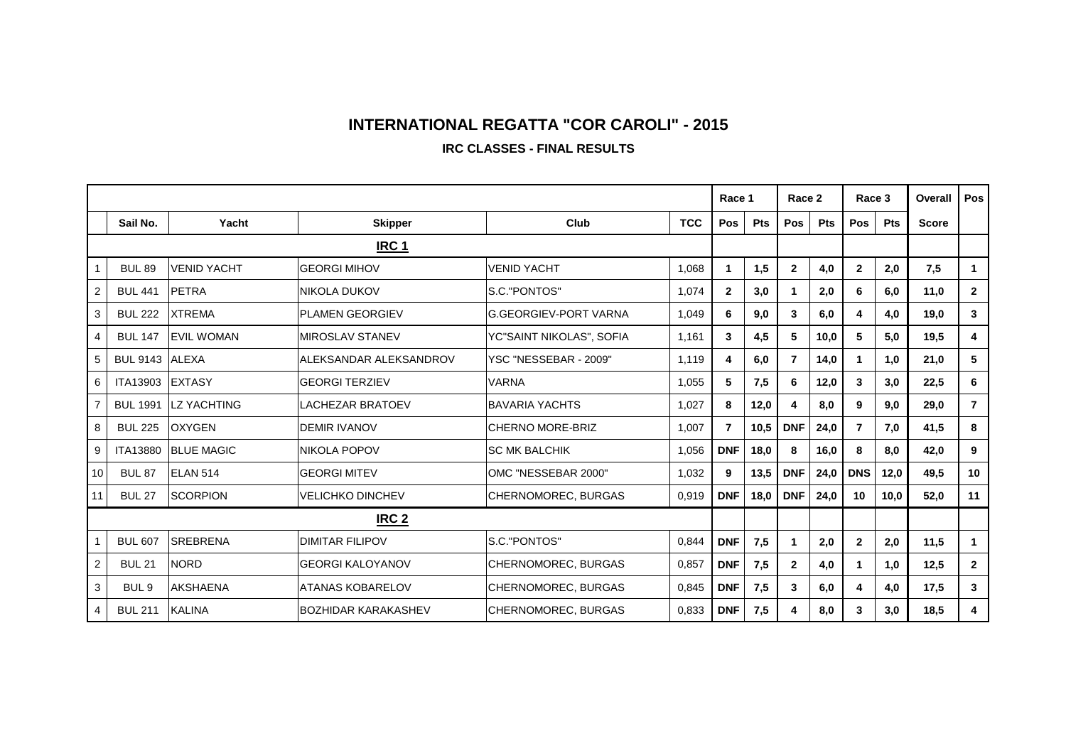# INTERNATIONAL REGATTA "COR CAROLI" - 2015

## IRC CLASSES - FINAL RESULTS

| | | | | | | Race 1 | | Race 2 | | Race 3 | | Overall | Pos |
|---|---|---|---|---|---|---|---|---|---|---|---|---|---|
| | Sail No. | Yacht | Skipper | Club | TCC | Pos | Pts | Pos | Pts | Pos | Pts | Score | |
| | | | **IRC 1** | | | | | | | | | | |
| 1 | BUL 89 | VENID YACHT | GEORGI MIHOV | VENID YACHT | 1,068 | 1 | 1,5 | 2 | 4,0 | 2 | 2,0 | 7,5 | 1 |
| 2 | BUL 441 | PETRA | NIKOLA DUKOV | S.C."PONTOS" | 1,074 | 2 | 3,0 | 1 | 2,0 | 6 | 6,0 | 11,0 | 2 |
| 3 | BUL 222 | XTREMA | PLAMEN GEORGIEV | G.GEORGIEV-PORT VARNA | 1,049 | 6 | 9,0 | 3 | 6,0 | 4 | 4,0 | 19,0 | 3 |
| 4 | BUL 147 | EVIL WOMAN | MIROSLAV STANEV | YC"SAINT NIKOLAS", SOFIA | 1,161 | 3 | 4,5 | 5 | 10,0 | 5 | 5,0 | 19,5 | 4 |
| 5 | BUL 9143 | ALEXA | ALEKSANDAR ALEKSANDROV | YSC "NESSEBAR - 2009" | 1,119 | 4 | 6,0 | 7 | 14,0 | 1 | 1,0 | 21,0 | 5 |
| 6 | ITA13903 | EXTASY | GEORGI TERZIEV | VARNA | 1,055 | 5 | 7,5 | 6 | 12,0 | 3 | 3,0 | 22,5 | 6 |
| 7 | BUL 1991 | LZ YACHTING | LACHEZAR BRATOEV | BAVARIA YACHTS | 1,027 | 8 | 12,0 | 4 | 8,0 | 9 | 9,0 | 29,0 | 7 |
| 8 | BUL 225 | OXYGEN | DEMIR IVANOV | CHERNO MORE-BRIZ | 1,007 | 7 | 10,5 | DNF | 24,0 | 7 | 7,0 | 41,5 | 8 |
| 9 | ITA13880 | BLUE MAGIC | NIKOLA POPOV | SC MK BALCHIK | 1,056 | DNF | 18,0 | 8 | 16,0 | 8 | 8,0 | 42,0 | 9 |
| 10 | BUL 87 | ELAN 514 | GEORGI MITEV | OMC "NESSEBAR 2000" | 1,032 | 9 | 13,5 | DNF | 24,0 | DNS | 12,0 | 49,5 | 10 |
| 11 | BUL 27 | SCORPION | VELICHKO DINCHEV | CHERNOMOREC, BURGAS | 0,919 | DNF | 18,0 | DNF | 24,0 | 10 | 10,0 | 52,0 | 11 |
| | | | **IRC 2** | | | | | | | | | | |
| 1 | BUL 607 | SREBRENA | DIMITAR FILIPOV | S.C."PONTOS" | 0,844 | DNF | 7,5 | 1 | 2,0 | 2 | 2,0 | 11,5 | 1 |
| 2 | BUL 21 | NORD | GEORGI KALOYANOV | CHERNOMOREC, BURGAS | 0,857 | DNF | 7,5 | 2 | 4,0 | 1 | 1,0 | 12,5 | 2 |
| 3 | BUL 9 | AKSHAENA | ATANAS KOBARELOV | CHERNOMOREC, BURGAS | 0,845 | DNF | 7,5 | 3 | 6,0 | 4 | 4,0 | 17,5 | 3 |
| 4 | BUL 211 | KALINA | BOZHIDAR KARAKASHEV | CHERNOMOREC, BURGAS | 0,833 | DNF | 7,5 | 4 | 8,0 | 3 | 3,0 | 18,5 | 4 |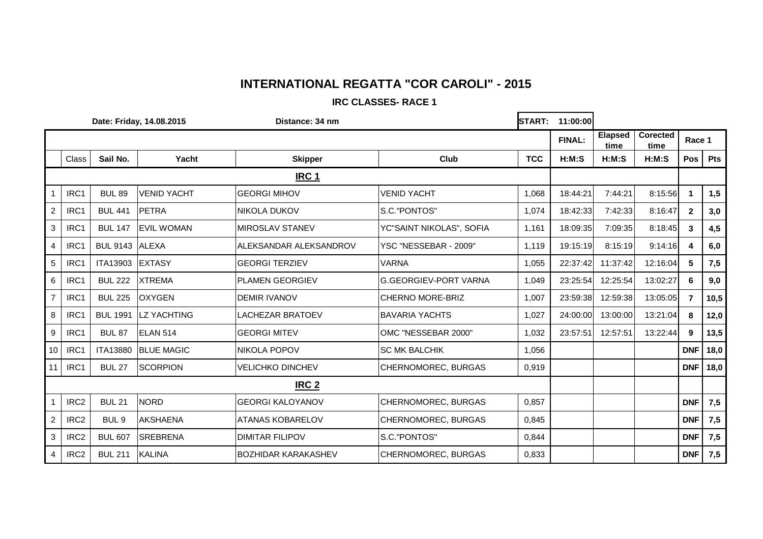# INTERNATIONAL REGATTA "COR CAROLI" - 2015

## IRC CLASSES- RACE 1

Date: Friday, 14.08.2015 | Distance: 34 nm | START: 11:00:00

| | Class | Sail No. | Yacht | Skipper | Club | TCC | FINAL: H:M:S | Elapsed time H:M:S | Corected time H:M:S | Race 1 Pos | Race 1 Pts |
|---|---|---|---|---|---|---|---|---|---|---|---|
| | | | | **IRC 1** | | | | | | | |
| 1 | IRC1 | BUL 89 | VENID YACHT | GEORGI MIHOV | VENID YACHT | 1,068 | 18:44:21 | 7:44:21 | 8:15:56 | **1** | **1,5** |
| 2 | IRC1 | BUL 441 | PETRA | NIKOLA DUKOV | S.C."PONTOS" | 1,074 | 18:42:33 | 7:42:33 | 8:16:47 | **2** | **3,0** |
| 3 | IRC1 | BUL 147 | EVIL WOMAN | MIROSLAV STANEV | YC"SAINT NIKOLAS", SOFIA | 1,161 | 18:09:35 | 7:09:35 | 8:18:45 | **3** | **4,5** |
| 4 | IRC1 | BUL 9143 | ALEXA | ALEKSANDAR ALEKSANDROV | YSC "NESSEBAR - 2009" | 1,119 | 19:15:19 | 8:15:19 | 9:14:16 | **4** | **6,0** |
| 5 | IRC1 | ITA13903 | EXTASY | GEORGI TERZIEV | VARNA | 1,055 | 22:37:42 | 11:37:42 | 12:16:04 | **5** | **7,5** |
| 6 | IRC1 | BUL 222 | XTREMA | PLAMEN GEORGIEV | G.GEORGIEV-PORT VARNA | 1,049 | 23:25:54 | 12:25:54 | 13:02:27 | **6** | **9,0** |
| 7 | IRC1 | BUL 225 | OXYGEN | DEMIR IVANOV | CHERNO MORE-BRIZ | 1,007 | 23:59:38 | 12:59:38 | 13:05:05 | **7** | **10,5** |
| 8 | IRC1 | BUL 1991 | LZ YACHTING | LACHEZAR BRATOEV | BAVARIA YACHTS | 1,027 | 24:00:00 | 13:00:00 | 13:21:04 | **8** | **12,0** |
| 9 | IRC1 | BUL 87 | ELAN 514 | GEORGI MITEV | OMC "NESSEBAR 2000" | 1,032 | 23:57:51 | 12:57:51 | 13:22:44 | **9** | **13,5** |
| 10 | IRC1 | ITA13880 | BLUE MAGIC | NIKOLA POPOV | SC MK BALCHIK | 1,056 | | | | **DNF** | **18,0** |
| 11 | IRC1 | BUL 27 | SCORPION | VELICHKO DINCHEV | CHERNOMOREC, BURGAS | 0,919 | | | | **DNF** | **18,0** |
| | | | | **IRC 2** | | | | | | | |
| 1 | IRC2 | BUL 21 | NORD | GEORGI KALOYANOV | CHERNOMOREC, BURGAS | 0,857 | | | | **DNF** | **7,5** |
| 2 | IRC2 | BUL 9 | AKSHAENA | ATANAS KOBARELOV | CHERNOMOREC, BURGAS | 0,845 | | | | **DNF** | **7,5** |
| 3 | IRC2 | BUL 607 | SREBRENA | DIMITAR FILIPOV | S.C."PONTOS" | 0,844 | | | | **DNF** | **7,5** |
| 4 | IRC2 | BUL 211 | KALINA | BOZHIDAR KARAKASHEV | CHERNOMOREC, BURGAS | 0,833 | | | | **DNF** | **7,5** |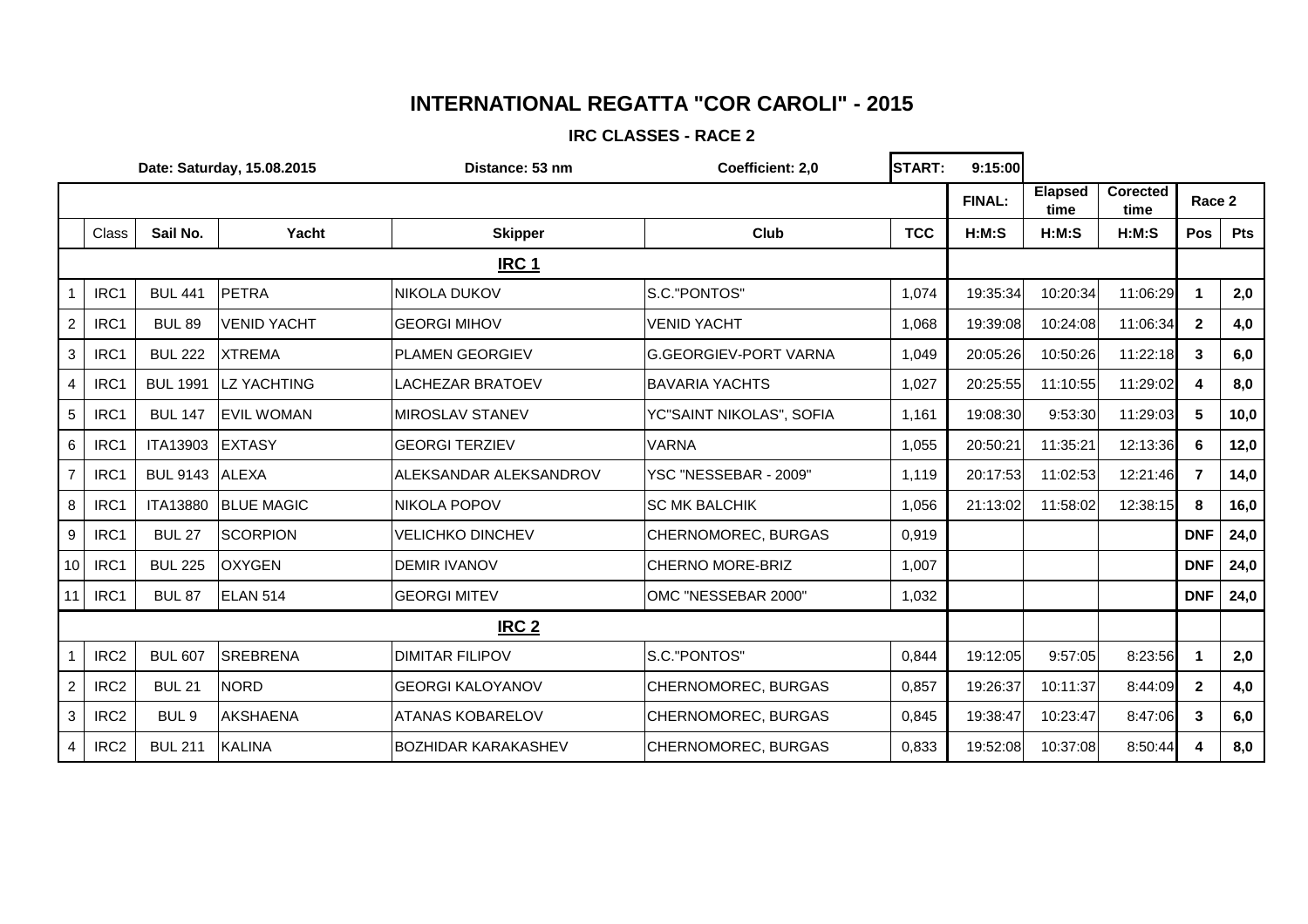# INTERNATIONAL REGATTA "COR CAROLI" - 2015

## IRC CLASSES - RACE 2

| Date: Saturday, 15.08.2015 | | | | Distance: 53 nm | Coefficient: 2,0 | START: | 9:15:00 | | | | |
|---|---|---|---|---|---|---|---|---|---|---|---|
| | | | | | | | FINAL: | Elapsed time | Corected time | Race 2 | |
| | Class | Sail No. | Yacht | Skipper | Club | TCC | H:M:S | H:M:S | H:M:S | Pos | Pts |
| | | | | **IRC 1** | | | | | | | |
| 1 | IRC1 | BUL 441 | PETRA | NIKOLA DUKOV | S.C."PONTOS" | 1,074 | 19:35:34 | 10:20:34 | 11:06:29 | **1** | **2,0** |
| 2 | IRC1 | BUL 89 | VENID YACHT | GEORGI MIHOV | VENID YACHT | 1,068 | 19:39:08 | 10:24:08 | 11:06:34 | **2** | **4,0** |
| 3 | IRC1 | BUL 222 | XTREMA | PLAMEN GEORGIEV | G.GEORGIEV-PORT VARNA | 1,049 | 20:05:26 | 10:50:26 | 11:22:18 | **3** | **6,0** |
| 4 | IRC1 | BUL 1991 | LZ YACHTING | LACHEZAR BRATOEV | BAVARIA YACHTS | 1,027 | 20:25:55 | 11:10:55 | 11:29:02 | **4** | **8,0** |
| 5 | IRC1 | BUL 147 | EVIL WOMAN | MIROSLAV STANEV | YC"SAINT NIKOLAS", SOFIA | 1,161 | 19:08:30 | 9:53:30 | 11:29:03 | **5** | **10,0** |
| 6 | IRC1 | ITA13903 | EXTASY | GEORGI TERZIEV | VARNA | 1,055 | 20:50:21 | 11:35:21 | 12:13:36 | **6** | **12,0** |
| 7 | IRC1 | BUL 9143 | ALEXA | ALEKSANDAR ALEKSANDROV | YSC "NESSEBAR - 2009" | 1,119 | 20:17:53 | 11:02:53 | 12:21:46 | **7** | **14,0** |
| 8 | IRC1 | ITA13880 | BLUE MAGIC | NIKOLA POPOV | SC MK BALCHIK | 1,056 | 21:13:02 | 11:58:02 | 12:38:15 | **8** | **16,0** |
| 9 | IRC1 | BUL 27 | SCORPION | VELICHKO DINCHEV | CHERNOMOREC, BURGAS | 0,919 | | | | **DNF** | **24,0** |
| 10 | IRC1 | BUL 225 | OXYGEN | DEMIR IVANOV | CHERNO MORE-BRIZ | 1,007 | | | | **DNF** | **24,0** |
| 11 | IRC1 | BUL 87 | ELAN 514 | GEORGI MITEV | OMC "NESSEBAR 2000" | 1,032 | | | | **DNF** | **24,0** |
| | | | | **IRC 2** | | | | | | | |
| 1 | IRC2 | BUL 607 | SREBRENA | DIMITAR FILIPOV | S.C."PONTOS" | 0,844 | 19:12:05 | 9:57:05 | 8:23:56 | **1** | **2,0** |
| 2 | IRC2 | BUL 21 | NORD | GEORGI KALOYANOV | CHERNOMOREC, BURGAS | 0,857 | 19:26:37 | 10:11:37 | 8:44:09 | **2** | **4,0** |
| 3 | IRC2 | BUL 9 | AKSHAENA | ATANAS KOBARELOV | CHERNOMOREC, BURGAS | 0,845 | 19:38:47 | 10:23:47 | 8:47:06 | **3** | **6,0** |
| 4 | IRC2 | BUL 211 | KALINA | BOZHIDAR KARAKASHEV | CHERNOMOREC, BURGAS | 0,833 | 19:52:08 | 10:37:08 | 8:50:44 | **4** | **8,0** |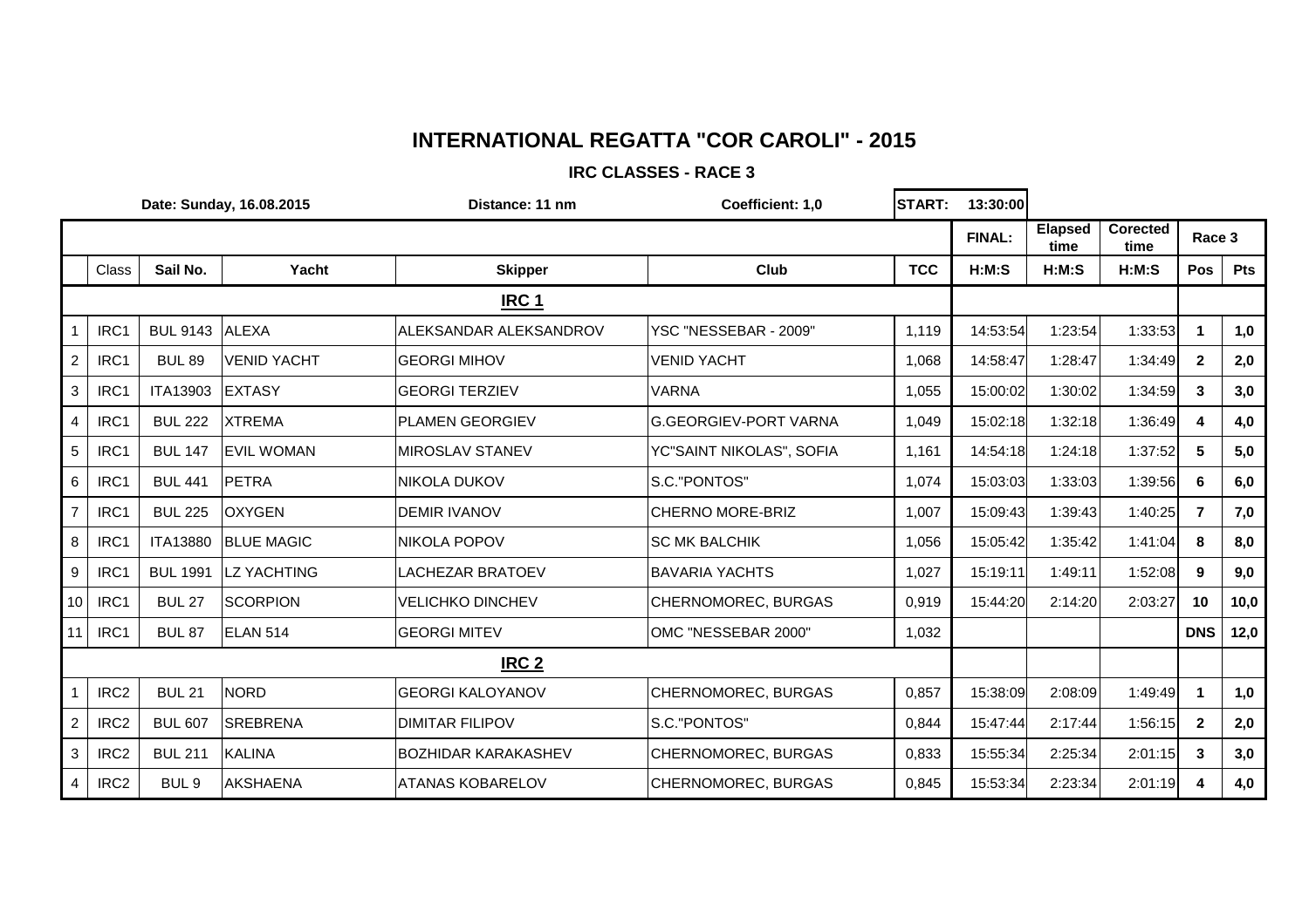# INTERNATIONAL REGATTA "COR CAROLI" - 2015

## IRC CLASSES - RACE 3

| Date: Sunday, 16.08.2015 | | | | Distance: 11 nm | Coefficient: 1,0 | START: | 13:30:00 | | | | |
|---|---|---|---|---|---|---|---|---|---|---|---|
| | | | | | | | FINAL: | Elapsed time | Corected time | Race 3 | |
| | Class | Sail No. | Yacht | Skipper | Club | TCC | H:M:S | H:M:S | H:M:S | Pos | Pts |
| | | | | **IRC 1** | | | | | | | |
| 1 | IRC1 | BUL 9143 | ALEXA | ALEKSANDAR ALEKSANDROV | YSC "NESSEBAR - 2009" | 1,119 | 14:53:54 | 1:23:54 | 1:33:53 | **1** | **1,0** |
| 2 | IRC1 | BUL 89 | VENID YACHT | GEORGI MIHOV | VENID YACHT | 1,068 | 14:58:47 | 1:28:47 | 1:34:49 | **2** | **2,0** |
| 3 | IRC1 | ITA13903 | EXTASY | GEORGI TERZIEV | VARNA | 1,055 | 15:00:02 | 1:30:02 | 1:34:59 | **3** | **3,0** |
| 4 | IRC1 | BUL 222 | XTREMA | PLAMEN GEORGIEV | G.GEORGIEV-PORT VARNA | 1,049 | 15:02:18 | 1:32:18 | 1:36:49 | **4** | **4,0** |
| 5 | IRC1 | BUL 147 | EVIL WOMAN | MIROSLAV STANEV | YC"SAINT NIKOLAS", SOFIA | 1,161 | 14:54:18 | 1:24:18 | 1:37:52 | **5** | **5,0** |
| 6 | IRC1 | BUL 441 | PETRA | NIKOLA DUKOV | S.C."PONTOS" | 1,074 | 15:03:03 | 1:33:03 | 1:39:56 | **6** | **6,0** |
| 7 | IRC1 | BUL 225 | OXYGEN | DEMIR IVANOV | CHERNO MORE-BRIZ | 1,007 | 15:09:43 | 1:39:43 | 1:40:25 | **7** | **7,0** |
| 8 | IRC1 | ITA13880 | BLUE MAGIC | NIKOLA POPOV | SC MK BALCHIK | 1,056 | 15:05:42 | 1:35:42 | 1:41:04 | **8** | **8,0** |
| 9 | IRC1 | BUL 1991 | LZ YACHTING | LACHEZAR BRATOEV | BAVARIA YACHTS | 1,027 | 15:19:11 | 1:49:11 | 1:52:08 | **9** | **9,0** |
| 10 | IRC1 | BUL 27 | SCORPION | VELICHKO DINCHEV | CHERNOMOREC, BURGAS | 0,919 | 15:44:20 | 2:14:20 | 2:03:27 | **10** | **10,0** |
| 11 | IRC1 | BUL 87 | ELAN 514 | GEORGI MITEV | OMC "NESSEBAR 2000" | 1,032 | | | | **DNS** | **12,0** |
| | | | | **IRC 2** | | | | | | | |
| 1 | IRC2 | BUL 21 | NORD | GEORGI KALOYANOV | CHERNOMOREC, BURGAS | 0,857 | 15:38:09 | 2:08:09 | 1:49:49 | **1** | **1,0** |
| 2 | IRC2 | BUL 607 | SREBRENA | DIMITAR FILIPOV | S.C."PONTOS" | 0,844 | 15:47:44 | 2:17:44 | 1:56:15 | **2** | **2,0** |
| 3 | IRC2 | BUL 211 | KALINA | BOZHIDAR KARAKASHEV | CHERNOMOREC, BURGAS | 0,833 | 15:55:34 | 2:25:34 | 2:01:15 | **3** | **3,0** |
| 4 | IRC2 | BUL 9 | AKSHAENA | ATANAS KOBARELOV | CHERNOMOREC, BURGAS | 0,845 | 15:53:34 | 2:23:34 | 2:01:19 | **4** | **4,0** |